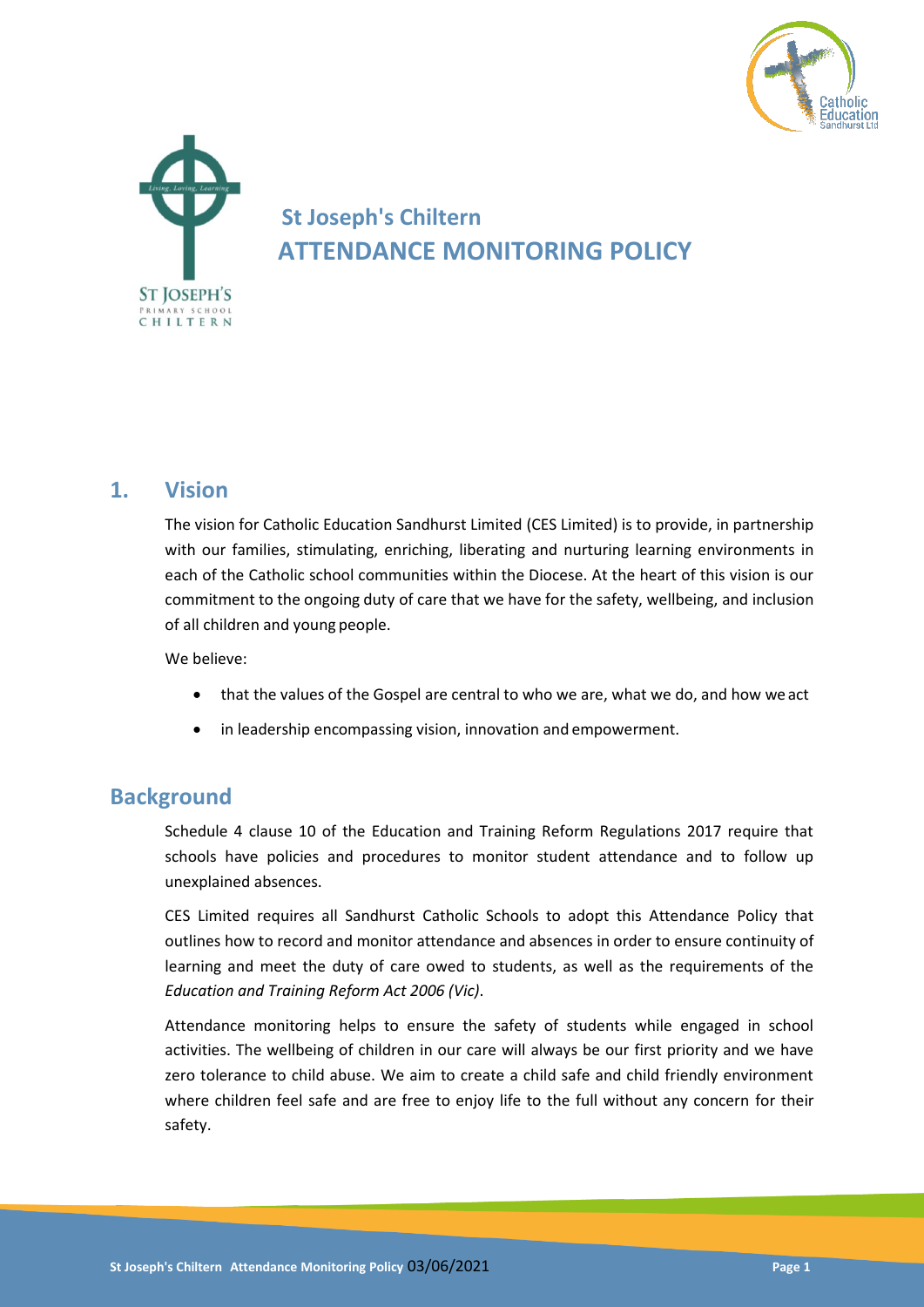# St Joseph's Chiltern
# ATTENDANCE MONITORING POLICY

## 1. Vision

The vision for Catholic Education Sandhurst Limited (CES Limited) is to provide, in partnership with our families, stimulating, enriching, liberating and nurturing learning environments in each of the Catholic school communities within the Diocese. At the heart of this vision is our commitment to the ongoing duty of care that we have for the safety, wellbeing, and inclusion of all children and young people.

We believe:

- that the values of the Gospel are central to who we are, what we do, and how we act
- in leadership encompassing vision, innovation and empowerment.

## Background

Schedule 4 clause 10 of the Education and Training Reform Regulations 2017 require that schools have policies and procedures to monitor student attendance and to follow up unexplained absences.

CES Limited requires all Sandhurst Catholic Schools to adopt this Attendance Policy that outlines how to record and monitor attendance and absences in order to ensure continuity of learning and meet the duty of care owed to students, as well as the requirements of the *Education and Training Reform Act 2006 (Vic)*.

Attendance monitoring helps to ensure the safety of students while engaged in school activities. The wellbeing of children in our care will always be our first priority and we have zero tolerance to child abuse. We aim to create a child safe and child friendly environment where children feel safe and are free to enjoy life to the full without any concern for their safety.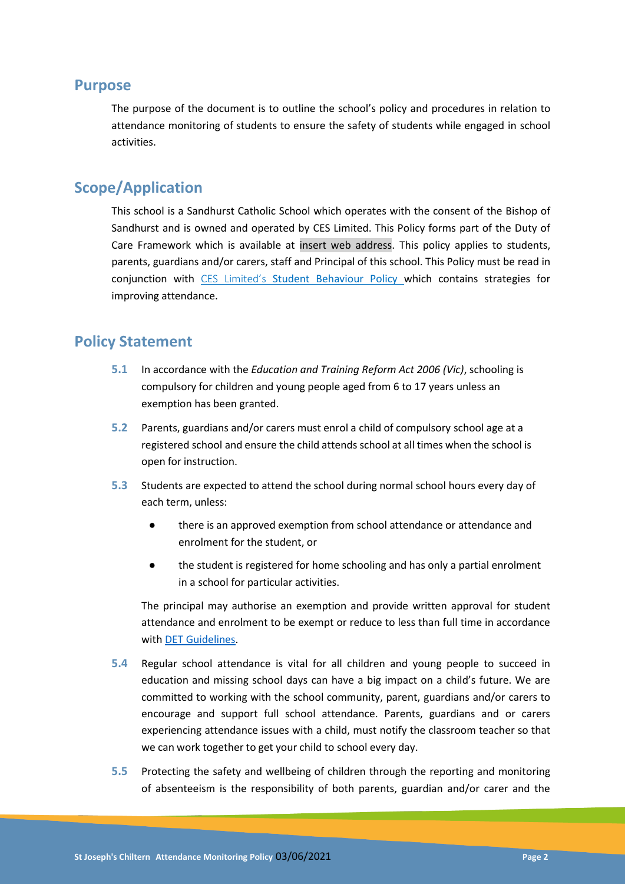## Purpose

The purpose of the document is to outline the school's policy and procedures in relation to attendance monitoring of students to ensure the safety of students while engaged in school activities.

## Scope/Application

This school is a Sandhurst Catholic School which operates with the consent of the Bishop of Sandhurst and is owned and operated by CES Limited. This Policy forms part of the Duty of Care Framework which is available at insert web address. This policy applies to students, parents, guardians and/or carers, staff and Principal of this school. This Policy must be read in conjunction with CES Limited's Student Behaviour Policy which contains strategies for improving attendance.

## Policy Statement

**5.1** In accordance with the *Education and Training Reform Act 2006 (Vic)*, schooling is compulsory for children and young people aged from 6 to 17 years unless an exemption has been granted.

**5.2** Parents, guardians and/or carers must enrol a child of compulsory school age at a registered school and ensure the child attends school at all times when the school is open for instruction.

**5.3** Students are expected to attend the school during normal school hours every day of each term, unless:

- there is an approved exemption from school attendance or attendance and enrolment for the student, or
- the student is registered for home schooling and has only a partial enrolment in a school for particular activities.

The principal may authorise an exemption and provide written approval for student attendance and enrolment to be exempt or reduce to less than full time in accordance with DET Guidelines.

**5.4** Regular school attendance is vital for all children and young people to succeed in education and missing school days can have a big impact on a child's future. We are committed to working with the school community, parent, guardians and/or carers to encourage and support full school attendance. Parents, guardians and or carers experiencing attendance issues with a child, must notify the classroom teacher so that we can work together to get your child to school every day.

**5.5** Protecting the safety and wellbeing of children through the reporting and monitoring of absenteeism is the responsibility of both parents, guardian and/or carer and the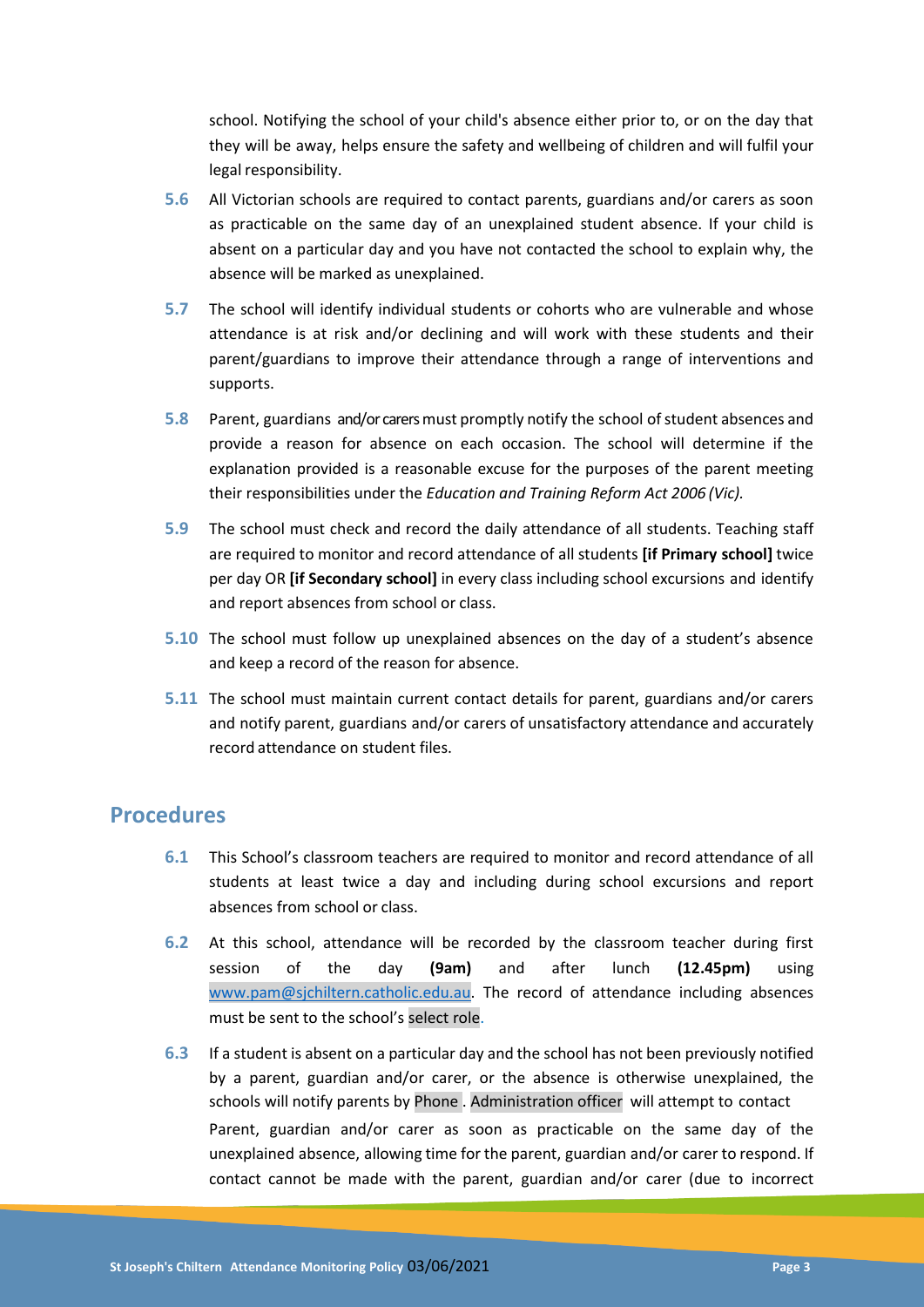school. Notifying the school of your child's absence either prior to, or on the day that they will be away, helps ensure the safety and wellbeing of children and will fulfil your legal responsibility.

**5.6** All Victorian schools are required to contact parents, guardians and/or carers as soon as practicable on the same day of an unexplained student absence. If your child is absent on a particular day and you have not contacted the school to explain why, the absence will be marked as unexplained.

**5.7** The school will identify individual students or cohorts who are vulnerable and whose attendance is at risk and/or declining and will work with these students and their parent/guardians to improve their attendance through a range of interventions and supports.

**5.8** Parent, guardians and/or carers must promptly notify the school of student absences and provide a reason for absence on each occasion. The school will determine if the explanation provided is a reasonable excuse for the purposes of the parent meeting their responsibilities under the *Education and Training Reform Act 2006 (Vic).*

**5.9** The school must check and record the daily attendance of all students. Teaching staff are required to monitor and record attendance of all students **[if Primary school]** twice per day OR **[if Secondary school]** in every class including school excursions and identify and report absences from school or class.

**5.10** The school must follow up unexplained absences on the day of a student's absence and keep a record of the reason for absence.

**5.11** The school must maintain current contact details for parent, guardians and/or carers and notify parent, guardians and/or carers of unsatisfactory attendance and accurately record attendance on student files.

## Procedures

**6.1** This School's classroom teachers are required to monitor and record attendance of all students at least twice a day and including during school excursions and report absences from school or class.

**6.2** At this school, attendance will be recorded by the classroom teacher during first session of the day **(9am)** and after lunch **(12.45pm)** using [www.pam@sjchiltern.catholic.edu.au](www.pam@sjchiltern.catholic.edu.au). The record of attendance including absences must be sent to the school's select role.

**6.3** If a student is absent on a particular day and the school has not been previously notified by a parent, guardian and/or carer, or the absence is otherwise unexplained, the schools will notify parents by Phone . Administration officer will attempt to contact Parent, guardian and/or carer as soon as practicable on the same day of the unexplained absence, allowing time for the parent, guardian and/or carer to respond. If contact cannot be made with the parent, guardian and/or carer (due to incorrect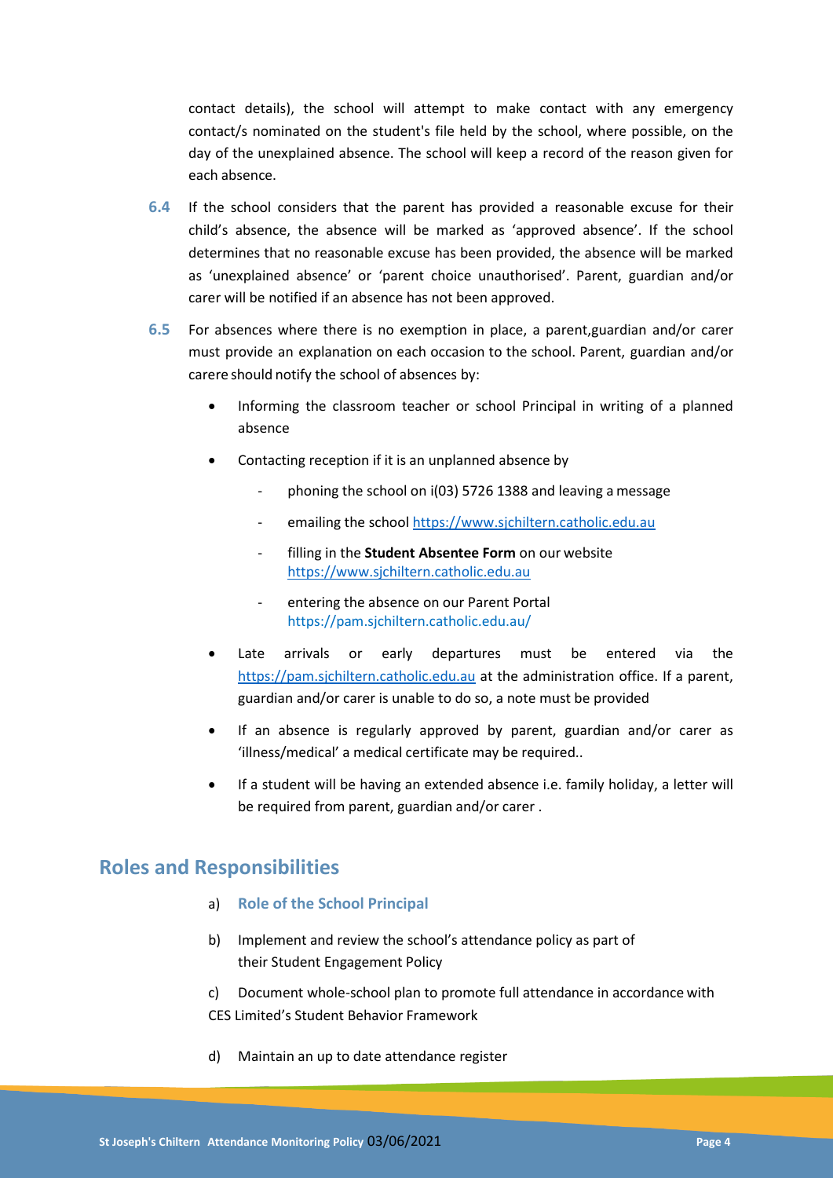contact details), the school will attempt to make contact with any emergency contact/s nominated on the student's file held by the school, where possible, on the day of the unexplained absence. The school will keep a record of the reason given for each absence.

**6.4** If the school considers that the parent has provided a reasonable excuse for their child's absence, the absence will be marked as 'approved absence'. If the school determines that no reasonable excuse has been provided, the absence will be marked as 'unexplained absence' or 'parent choice unauthorised'. Parent, guardian and/or carer will be notified if an absence has not been approved.

**6.5** For absences where there is no exemption in place, a parent,guardian and/or carer must provide an explanation on each occasion to the school. Parent, guardian and/or carere should notify the school of absences by:

- Informing the classroom teacher or school Principal in writing of a planned absence
- Contacting reception if it is an unplanned absence by
  - phoning the school on i(03) 5726 1388 and leaving a message
  - emailing the school https://www.sjchiltern.catholic.edu.au
  - filling in the **Student Absentee Form** on our website https://www.sjchiltern.catholic.edu.au
  - entering the absence on our Parent Portal https://pam.sjchiltern.catholic.edu.au/
- Late arrivals or early departures must be entered via the https://pam.sjchiltern.catholic.edu.au at the administration office. If a parent, guardian and/or carer is unable to do so, a note must be provided
- If an absence is regularly approved by parent, guardian and/or carer as 'illness/medical' a medical certificate may be required..
- If a student will be having an extended absence i.e. family holiday, a letter will be required from parent, guardian and/or carer .

## Roles and Responsibilities

a) **Role of the School Principal**

b) Implement and review the school's attendance policy as part of their Student Engagement Policy

c) Document whole-school plan to promote full attendance in accordance with CES Limited's Student Behavior Framework

d) Maintain an up to date attendance register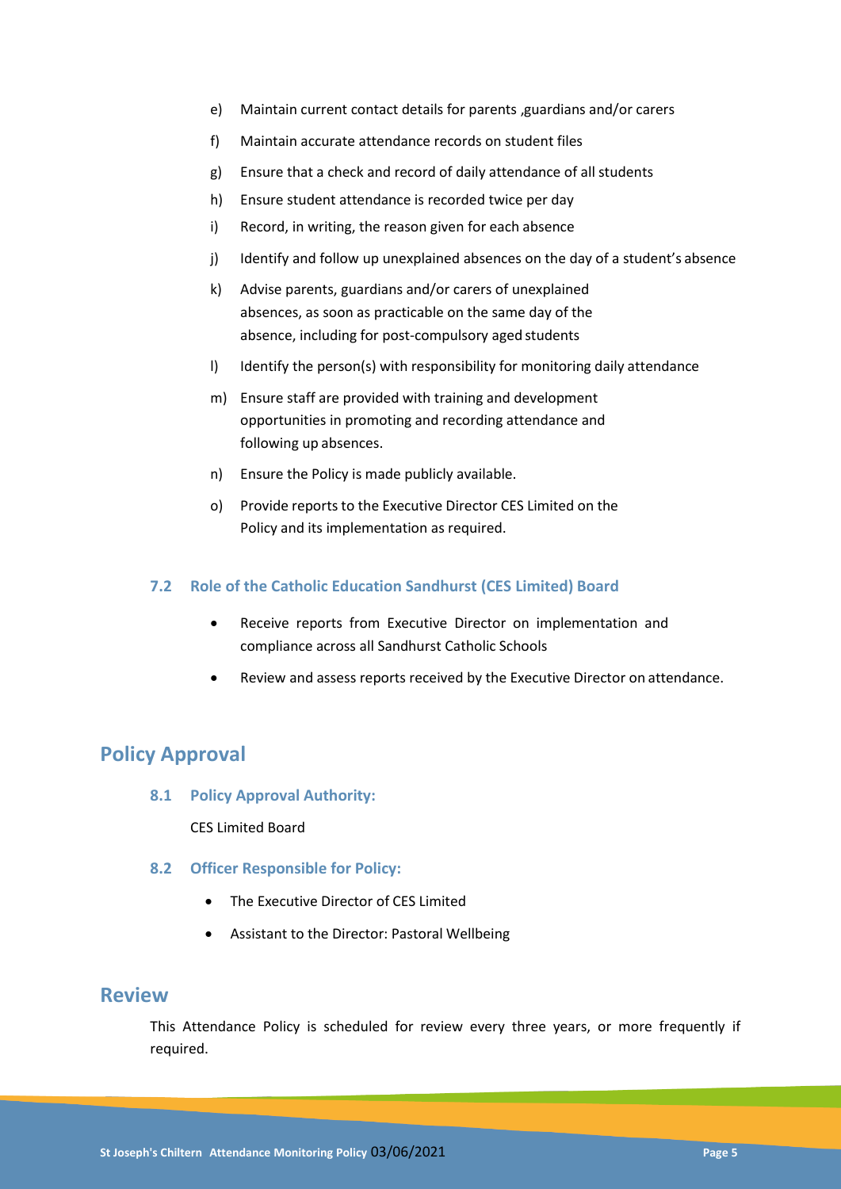e) Maintain current contact details for parents ,guardians and/or carers

f) Maintain accurate attendance records on student files

g) Ensure that a check and record of daily attendance of all students

h) Ensure student attendance is recorded twice per day

i) Record, in writing, the reason given for each absence

j) Identify and follow up unexplained absences on the day of a student's absence

k) Advise parents, guardians and/or carers of unexplained absences, as soon as practicable on the same day of the absence, including for post-compulsory aged students

l) Identify the person(s) with responsibility for monitoring daily attendance

m) Ensure staff are provided with training and development opportunities in promoting and recording attendance and following up absences.

n) Ensure the Policy is made publicly available.

o) Provide reports to the Executive Director CES Limited on the Policy and its implementation as required.

### 7.2 Role of the Catholic Education Sandhurst (CES Limited) Board

- Receive reports from Executive Director on implementation and compliance across all Sandhurst Catholic Schools
- Review and assess reports received by the Executive Director on attendance.

## Policy Approval

### 8.1 Policy Approval Authority:

CES Limited Board

### 8.2 Officer Responsible for Policy:

- The Executive Director of CES Limited
- Assistant to the Director: Pastoral Wellbeing

## Review

This Attendance Policy is scheduled for review every three years, or more frequently if required.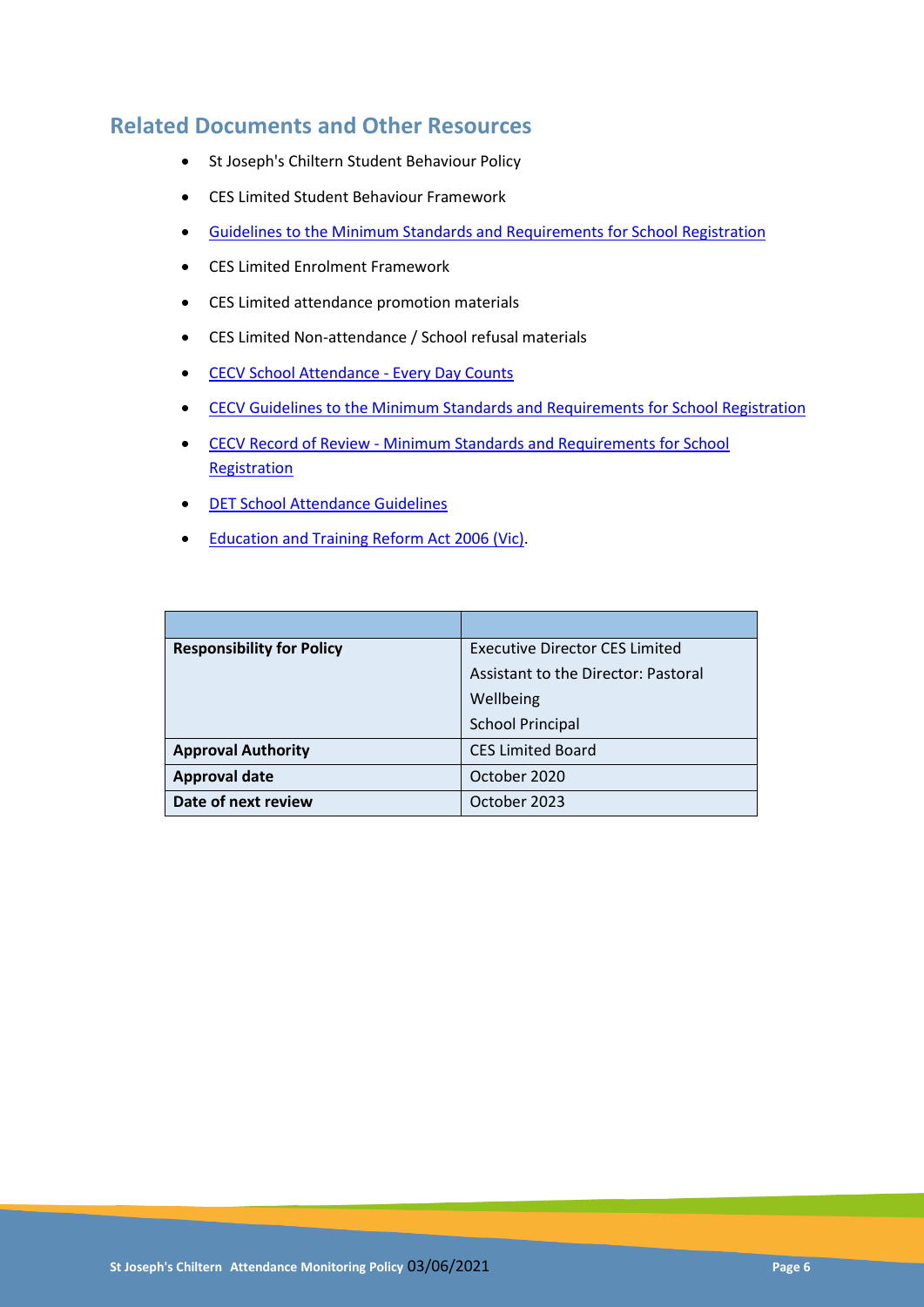## Related Documents and Other Resources

- St Joseph's Chiltern Student Behaviour Policy
- CES Limited Student Behaviour Framework
- Guidelines to the Minimum Standards and Requirements for School Registration
- CES Limited Enrolment Framework
- CES Limited attendance promotion materials
- CES Limited Non-attendance / School refusal materials
- CECV School Attendance - Every Day Counts
- CECV Guidelines to the Minimum Standards and Requirements for School Registration
- CECV Record of Review - Minimum Standards and Requirements for School Registration
- DET School Attendance Guidelines
- Education and Training Reform Act 2006 (Vic).

| | |
|---|---|
| **Responsibility for Policy** | Executive Director CES Limited<br>Assistant to the Director: Pastoral Wellbeing<br>School Principal |
| **Approval Authority** | CES Limited Board |
| **Approval date** | October 2020 |
| **Date of next review** | October 2023 |